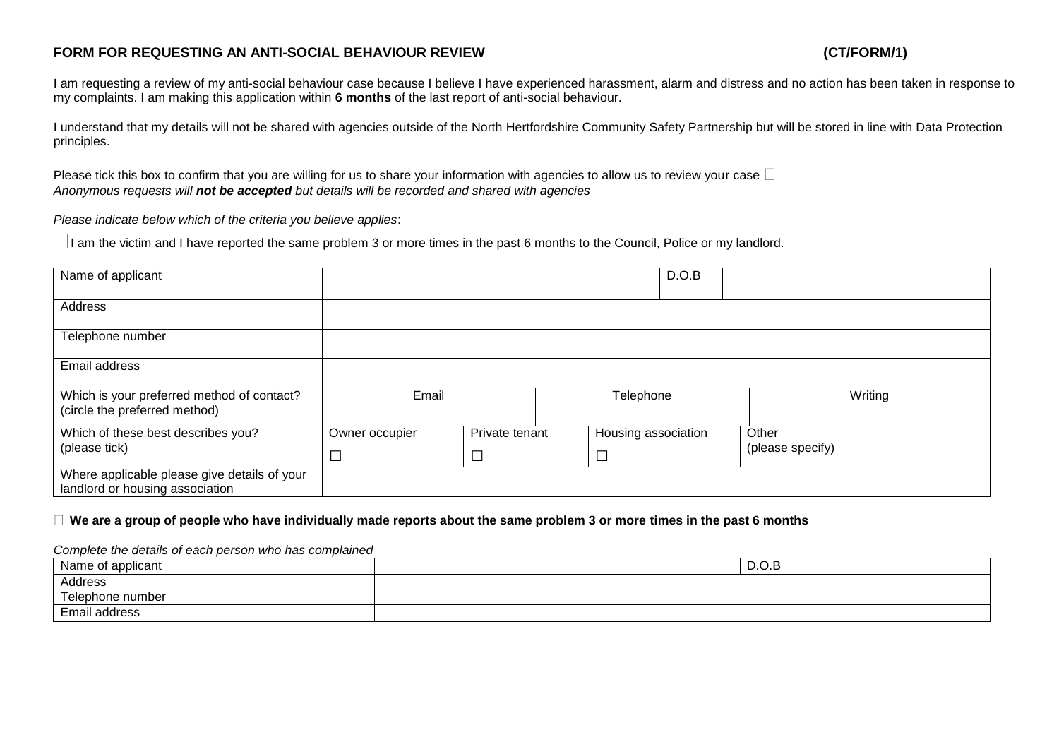**FORM FOR REQUESTING AN ANTI-SOCIAL BEHAVIOUR REVIEW** **(CT/FORM/1)**

I am requesting a review of my anti-social behaviour case because I believe I have experienced harassment, alarm and distress and no action has been taken in response to my complaints. I am making this application within **6 months** of the last report of anti-social behaviour.

I understand that my details will not be shared with agencies outside of the North Hertfordshire Community Safety Partnership but will be stored in line with Data Protection principles.

Please tick this box to confirm that you are willing for us to share your information with agencies to allow us to review your case ☐
*Anonymous requests will **not be accepted** but details will be recorded and shared with agencies*

*Please indicate below which of the criteria you believe applies*:

☐ I am the victim and I have reported the same problem 3 or more times in the past 6 months to the Council, Police or my landlord.

| Name of applicant | | D.O.B | |
|---|---|---|---|
| Address | | | |
| Telephone number | | | |
| Email address | | | |
| Which is your preferred method of contact? (circle the preferred method) | Email | Telephone | Writing |
| Which of these best describes you? (please tick) | Owner occupier ☐ / Private tenant ☐ | Housing association ☐ | Other (please specify) |
| Where applicable please give details of your landlord or housing association | | | |

☐ **We are a group of people who have individually made reports about the same problem 3 or more times in the past 6 months**

*Complete the details of each person who has complained*

| Name of applicant | | D.O.B | |
|---|---|---|---|
| Address | | | |
| Telephone number | | | |
| Email address | | | |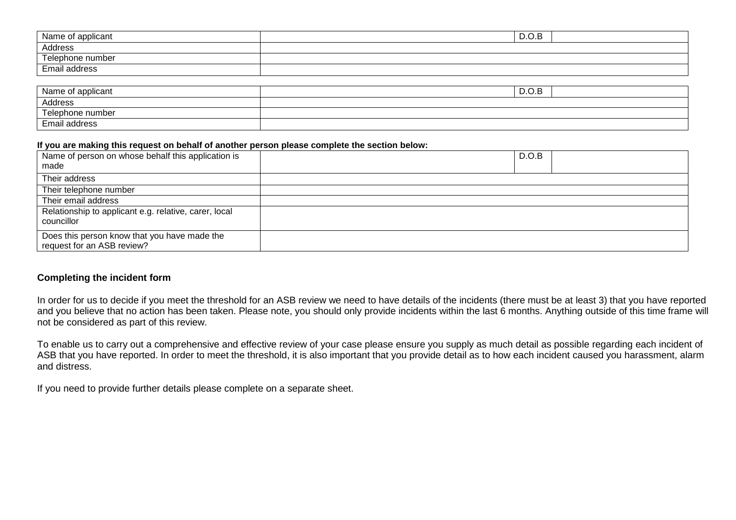| Name of applicant | | D.O.B | |
|---|---|---|---|
| Address | | | |
| Telephone number | | | |
| Email address | | | |

| Name of applicant | | D.O.B | |
|---|---|---|---|
| Address | | | |
| Telephone number | | | |
| Email address | | | |

**If you are making this request on behalf of another person please complete the section below:**

| Name of person on whose behalf this application is made | | D.O.B | |
|---|---|---|---|
| Their address | | | |
| Their telephone number | | | |
| Their email address | | | |
| Relationship to applicant e.g. relative, carer, local councillor | | | |
| Does this person know that you have made the request for an ASB review? | | | |

**Completing the incident form**

In order for us to decide if you meet the threshold for an ASB review we need to have details of the incidents (there must be at least 3) that you have reported and you believe that no action has been taken. Please note, you should only provide incidents within the last 6 months. Anything outside of this time frame will not be considered as part of this review.

To enable us to carry out a comprehensive and effective review of your case please ensure you supply as much detail as possible regarding each incident of ASB that you have reported. In order to meet the threshold, it is also important that you provide detail as to how each incident caused you harassment, alarm and distress.

If you need to provide further details please complete on a separate sheet.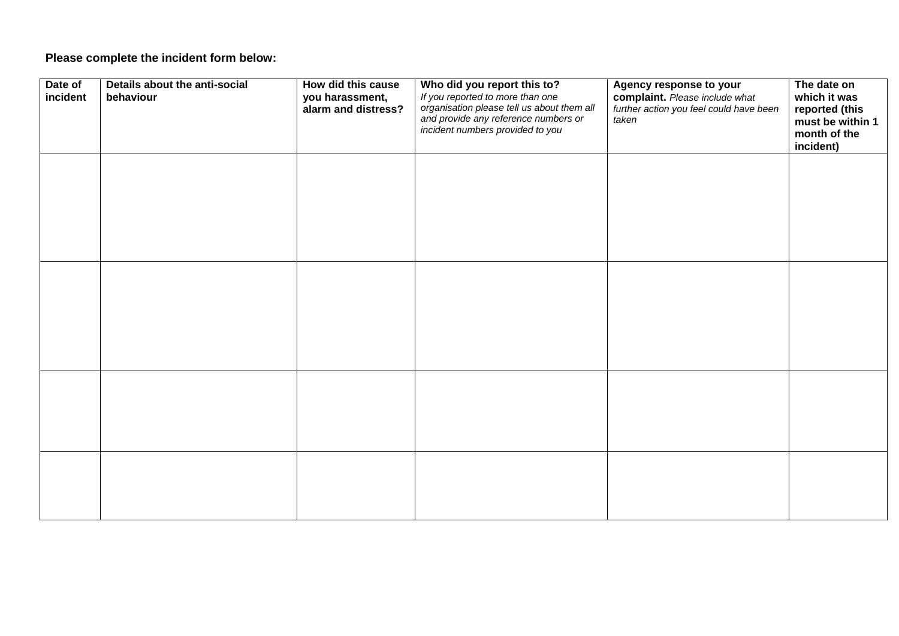**Please complete the incident form below:**

| **Date of incident** | **Details about the anti-social behaviour** | **How did this cause you harassment, alarm and distress?** | **Who did you report this to?** *If you reported to more than one organisation please tell us about them all and provide any reference numbers or incident numbers provided to you* | **Agency response to your complaint.** *Please include what further action you feel could have been taken* | **The date on which it was reported (this must be within 1 month of the incident)** |
|---|---|---|---|---|---|
| | | | | | |
| | | | | | |
| | | | | | |
| | | | | | |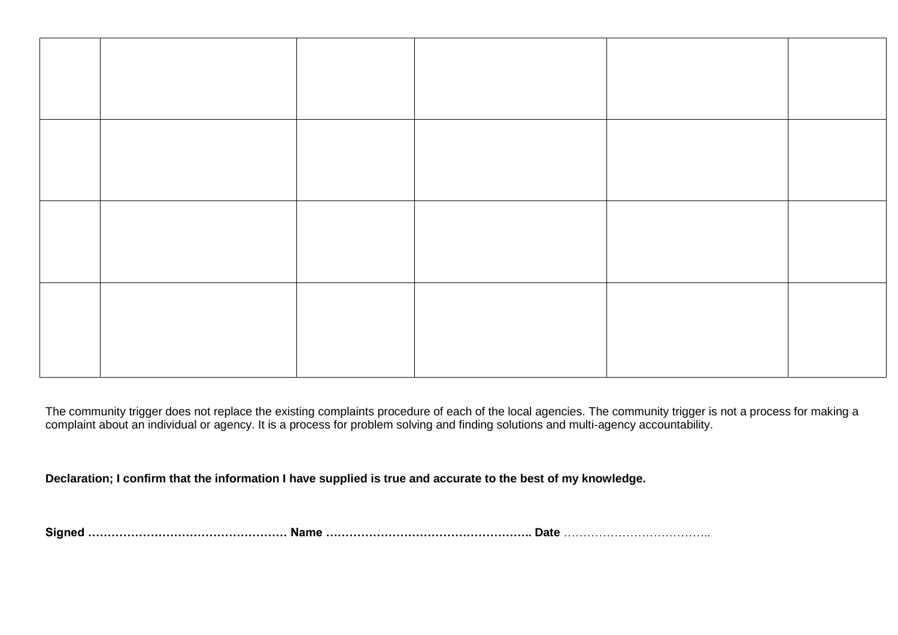| | | | | | |
|---|---|---|---|---|---|
| | | | | | |
| | | | | | |
| | | | | | |
| | | | | | |

The community trigger does not replace the existing complaints procedure of each of the local agencies. The community trigger is not a process for making a complaint about an individual or agency. It is a process for problem solving and finding solutions and multi-agency accountability.

**Declaration; I confirm that the information I have supplied is true and accurate to the best of my knowledge.**

**Signed …………………………………………… Name …………………………………………….. Date** ………………………………..